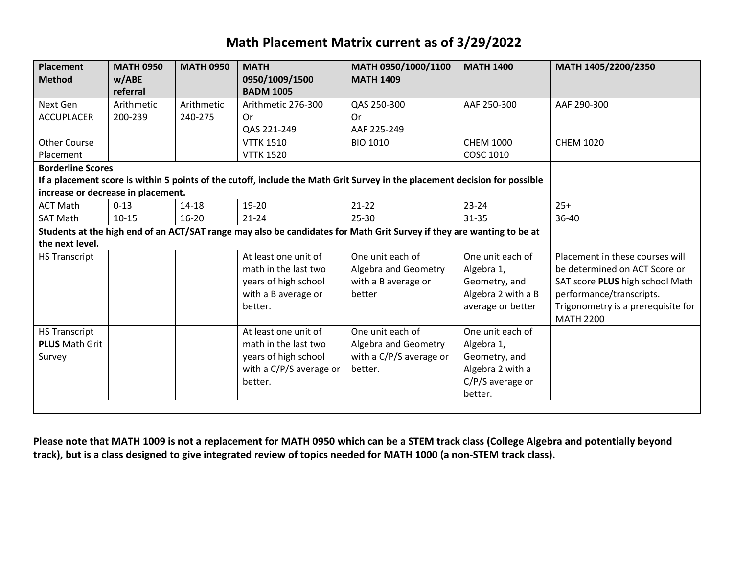# Math Placement Matrix current as of 3/29/2022

| Placement Method | MATH 0950 w/ABE referral | MATH 0950 | MATH 0950/1009/1500 BADM 1005 | MATH 0950/1000/1100 MATH 1409 | MATH 1400 | MATH 1405/2200/2350 |
|---|---|---|---|---|---|---|
| Next Gen ACCUPLACER | Arithmetic 200-239 | Arithmetic 240-275 | Arithmetic 276-300 Or QAS 221-249 | QAS 250-300 Or AAF 225-249 | AAF 250-300 | AAF 290-300 |
| Other Course Placement | | | VTTK 1510 VTTK 1520 | BIO 1010 | CHEM 1000 COSC 1010 | CHEM 1020 |
| **Borderline Scores** **If a placement score is within 5 points of the cutoff, include the Math Grit Survey in the placement decision for possible increase or decrease in placement.** | | | | | | |
| ACT Math | 0-13 | 14-18 | 19-20 | 21-22 | 23-24 | 25+ |
| SAT Math | 10-15 | 16-20 | 21-24 | 25-30 | 31-35 | 36-40 |
| **Students at the high end of an ACT/SAT range may also be candidates for Math Grit Survey if they are wanting to be at the next level.** | | | | | | |
| HS Transcript | | | At least one unit of math in the last two years of high school with a B average or better. | One unit each of Algebra and Geometry with a B average or better | One unit each of Algebra 1, Geometry, and Algebra 2 with a B average or better | Placement in these courses will be determined on ACT Score or SAT score **PLUS** high school Math performance/transcripts. Trigonometry is a prerequisite for MATH 2200 |
| HS Transcript **PLUS** Math Grit Survey | | | At least one unit of math in the last two years of high school with a C/P/S average or better. | One unit each of Algebra and Geometry with a C/P/S average or better. | One unit each of Algebra 1, Geometry, and Algebra 2 with a C/P/S average or better. | |

**Please note that MATH 1009 is not a replacement for MATH 0950 which can be a STEM track class (College Algebra and potentially beyond track), but is a class designed to give integrated review of topics needed for MATH 1000 (a non-STEM track class).**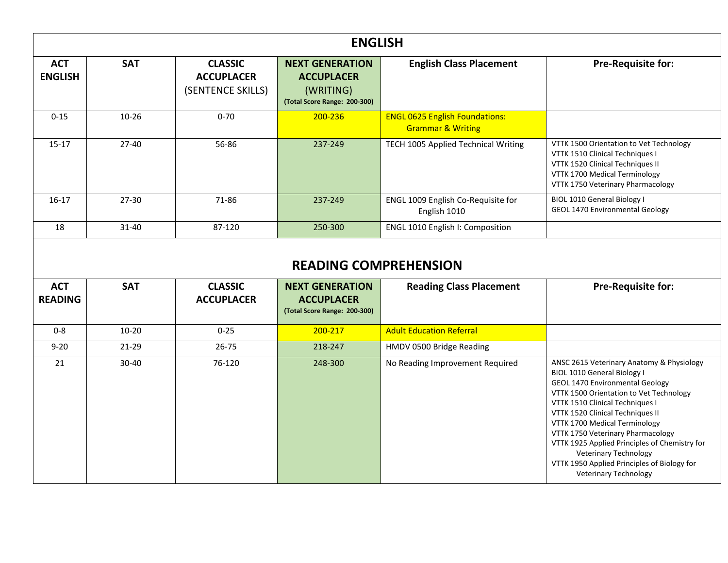## ENGLISH

| ACT ENGLISH | SAT | CLASSIC ACCUPLACER (SENTENCE SKILLS) | NEXT GENERATION ACCUPLACER (WRITING) (Total Score Range: 200-300) | English Class Placement | Pre-Requisite for: |
|---|---|---|---|---|---|
| 0-15 | 10-26 | 0-70 | 200-236 | ENGL 0625 English Foundations: Grammar & Writing | |
| 15-17 | 27-40 | 56-86 | 237-249 | TECH 1005 Applied Technical Writing | VTTK 1500 Orientation to Vet Technology<br>VTTK 1510 Clinical Techniques I<br>VTTK 1520 Clinical Techniques II<br>VTTK 1700 Medical Terminology<br>VTTK 1750 Veterinary Pharmacology |
| 16-17 | 27-30 | 71-86 | 237-249 | ENGL 1009 English Co-Requisite for English 1010 | BIOL 1010 General Biology I<br>GEOL 1470 Environmental Geology |
| 18 | 31-40 | 87-120 | 250-300 | ENGL 1010 English I: Composition | |

## READING COMPREHENSION

| ACT READING | SAT | CLASSIC ACCUPLACER | NEXT GENERATION ACCUPLACER (Total Score Range: 200-300) | Reading Class Placement | Pre-Requisite for: |
|---|---|---|---|---|---|
| 0-8 | 10-20 | 0-25 | 200-217 | Adult Education Referral | |
| 9-20 | 21-29 | 26-75 | 218-247 | HMDV 0500 Bridge Reading | |
| 21 | 30-40 | 76-120 | 248-300 | No Reading Improvement Required | ANSC 2615 Veterinary Anatomy & Physiology<br>BIOL 1010 General Biology I<br>GEOL 1470 Environmental Geology<br>VTTK 1500 Orientation to Vet Technology<br>VTTK 1510 Clinical Techniques I<br>VTTK 1520 Clinical Techniques II<br>VTTK 1700 Medical Terminology<br>VTTK 1750 Veterinary Pharmacology<br>VTTK 1925 Applied Principles of Chemistry for Veterinary Technology<br>VTTK 1950 Applied Principles of Biology for Veterinary Technology |